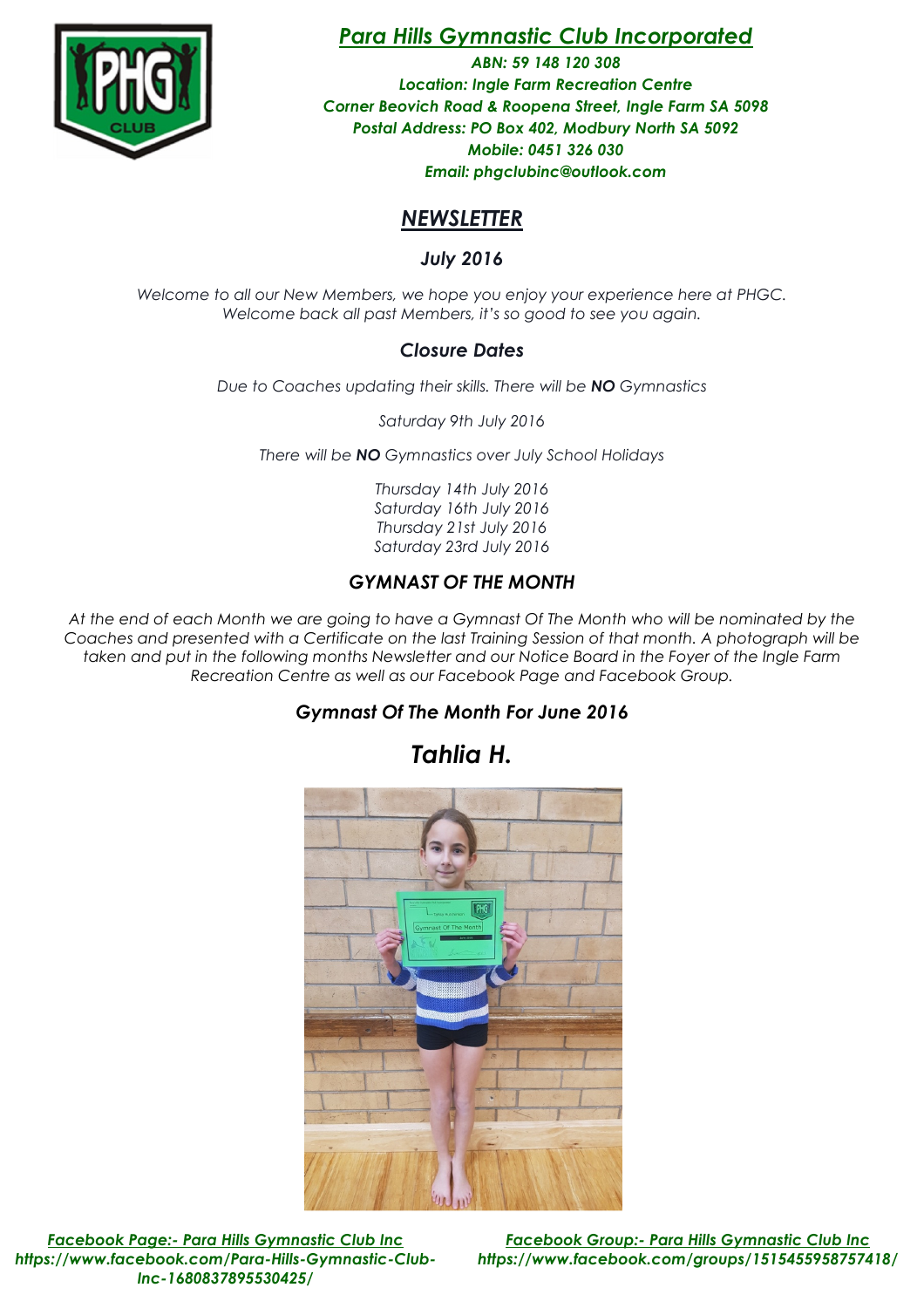# *Para Hills Gymnastic Club Incorporated*

***ABN: 59 148 120 308***
***Location: Ingle Farm Recreation Centre***
***Corner Beovich Road & Roopena Street, Ingle Farm SA 5098***
***Postal Address: PO Box 402, Modbury North SA 5092***
***Mobile: 0451 326 030***
***Email: phgclubinc@outlook.com***

## *NEWSLETTER*

### *July 2016*

*Welcome to all our New Members, we hope you enjoy your experience here at PHGC.*
*Welcome back all past Members, it's so good to see you again.*

### *Closure Dates*

*Due to Coaches updating their skills. There will be* ***NO*** *Gymnastics*

*Saturday 9th July 2016*

*There will be* ***NO*** *Gymnastics over July School Holidays*

*Thursday 14th July 2016*
*Saturday 16th July 2016*
*Thursday 21st July 2016*
*Saturday 23rd July 2016*

### *GYMNAST OF THE MONTH*

*At the end of each Month we are going to have a Gymnast Of The Month who will be nominated by the Coaches and presented with a Certificate on the last Training Session of that month. A photograph will be taken and put in the following months Newsletter and our Notice Board in the Foyer of the Ingle Farm Recreation Centre as well as our Facebook Page and Facebook Group.*

### *Gymnast Of The Month For June 2016*

## *Tahlia H.*

***Facebook Page:- Para Hills Gymnastic Club Inc***
***https://www.facebook.com/Para-Hills-Gymnastic-Club-Inc-1680837895530425/***

***Facebook Group:- Para Hills Gymnastic Club Inc***
***https://www.facebook.com/groups/1515455958757418/***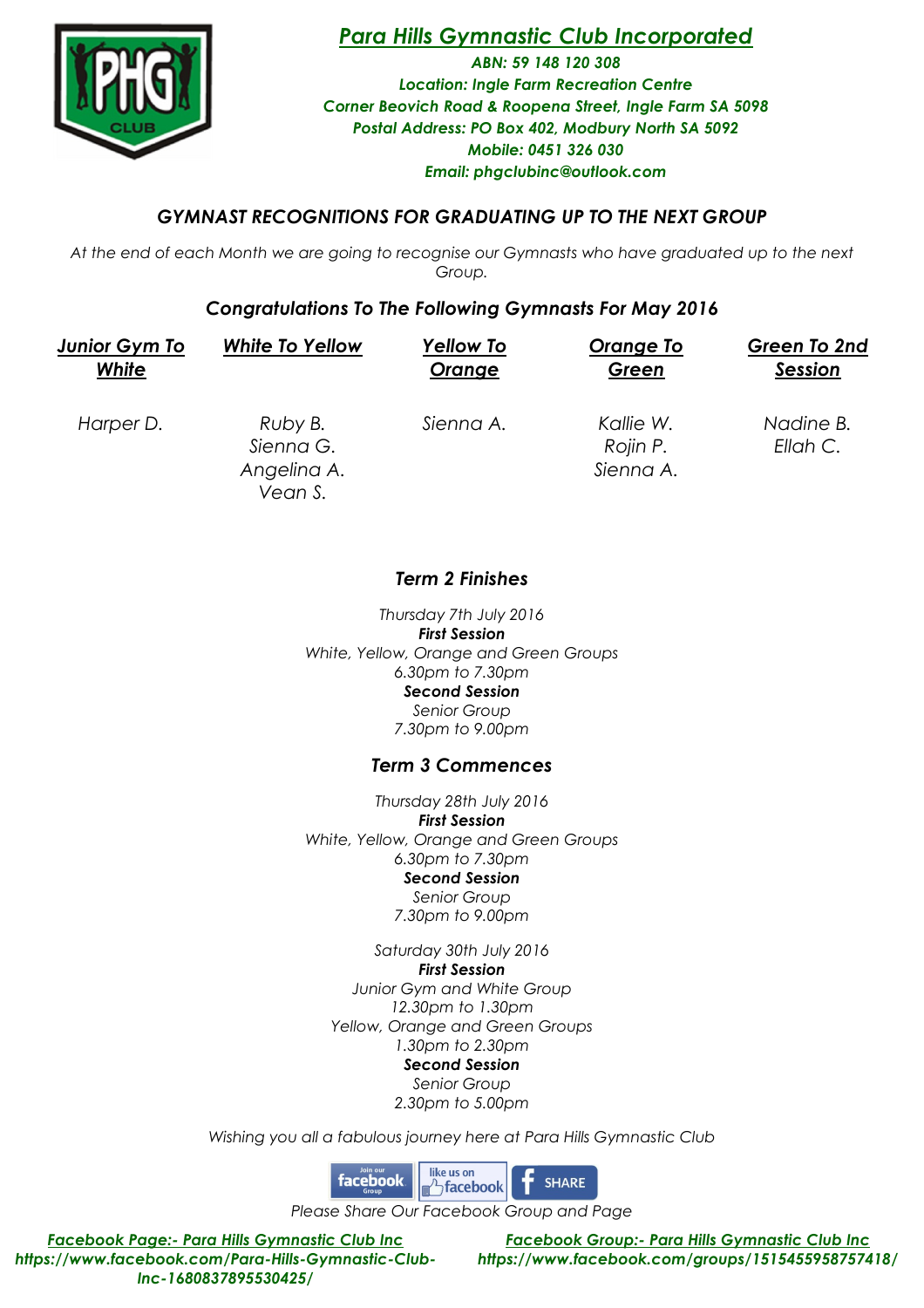# *Para Hills Gymnastic Club Incorporated*

***ABN: 59 148 120 308***
***Location: Ingle Farm Recreation Centre***
***Corner Beovich Road & Roopena Street, Ingle Farm SA 5098***
***Postal Address: PO Box 402, Modbury North SA 5092***
***Mobile: 0451 326 030***
***Email: phgclubinc@outlook.com***

## *GYMNAST RECOGNITIONS FOR GRADUATING UP TO THE NEXT GROUP*

*At the end of each Month we are going to recognise our Gymnasts who have graduated up to the next Group.*

### *Congratulations To The Following Gymnasts For May 2016*

| ***Junior Gym To White*** | ***White To Yellow*** | ***Yellow To Orange*** | ***Orange To Green*** | ***Green To 2nd Session*** |
|---|---|---|---|---|
| *Harper D.* | *Ruby B.* | *Sienna A.* | *Kallie W.* | *Nadine B.* |
| | *Sienna G.* | | *Rojin P.* | *Ellah C.* |
| | *Angelina A.* | | *Sienna A.* | |
| | *Vean S.* | | | |

### *Term 2 Finishes*

*Thursday 7th July 2016*
***First Session***
*White, Yellow, Orange and Green Groups*
*6.30pm to 7.30pm*
***Second Session***
*Senior Group*
*7.30pm to 9.00pm*

### *Term 3 Commences*

*Thursday 28th July 2016*
***First Session***
*White, Yellow, Orange and Green Groups*
*6.30pm to 7.30pm*
***Second Session***
*Senior Group*
*7.30pm to 9.00pm*

*Saturday 30th July 2016*
***First Session***
*Junior Gym and White Group*
*12.30pm to 1.30pm*
*Yellow, Orange and Green Groups*
*1.30pm to 2.30pm*
***Second Session***
*Senior Group*
*2.30pm to 5.00pm*

*Wishing you all a fabulous journey here at Para Hills Gymnastic Club*

*Please Share Our Facebook Group and Page*

***Facebook Page:- Para Hills Gymnastic Club Inc***
***https://www.facebook.com/Para-Hills-Gymnastic-Club-Inc-1680837895530425/***

***Facebook Group:- Para Hills Gymnastic Club Inc***
***https://www.facebook.com/groups/1515455958757418/***